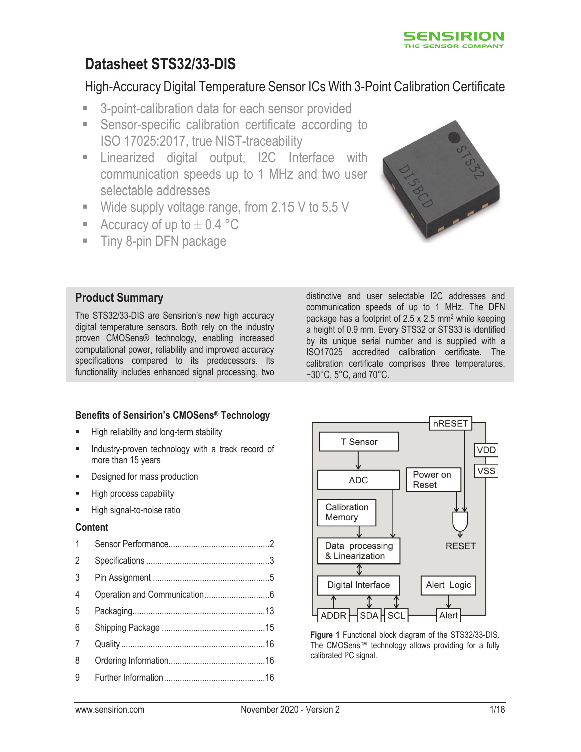# Datasheet STS32/33-DIS

## High-Accuracy Digital Temperature Sensor ICs With 3-Point Calibration Certificate

- 3-point-calibration data for each sensor provided
- Sensor-specific calibration certificate according to ISO 17025:2017, true NIST-traceability
- Linearized digital output, I2C Interface with communication speeds up to 1 MHz and two user selectable addresses
- Wide supply voltage range, from 2.15 V to 5.5 V
- Accuracy of up to ± 0.4 °C
- Tiny 8-pin DFN package

## Product Summary

The STS32/33-DIS are Sensirion's new high accuracy digital temperature sensors. Both rely on the industry proven CMOSens® technology, enabling increased computational power, reliability and improved accuracy specifications compared to its predecessors. Its functionality includes enhanced signal processing, two distinctive and user selectable I2C addresses and communication speeds of up to 1 MHz. The DFN package has a footprint of 2.5 x 2.5 mm$^2$ while keeping a height of 0.9 mm. Every STS32 or STS33 is identified by its unique serial number and is supplied with a ISO17025 accredited calibration certificate. The calibration certificate comprises three temperatures, −30°C, 5°C, and 70°C.

### Benefits of Sensirion's CMOSens® Technology

- High reliability and long-term stability
- Industry-proven technology with a track record of more than 15 years
- Designed for mass production
- High process capability
- High signal-to-noise ratio

### Content

| | | |
|---|---|---|
| 1 | Sensor Performance | 2 |
| 2 | Specifications | 3 |
| 3 | Pin Assignment | 5 |
| 4 | Operation and Communication | 6 |
| 5 | Packaging | 13 |
| 6 | Shipping Package | 15 |
| 7 | Quality | 16 |
| 8 | Ordering Information | 16 |
| 9 | Further Information | 16 |

**Figure 1** Functional block diagram of the STS32/33-DIS. The CMOSens™ technology allows providing for a fully calibrated I$^2$C signal.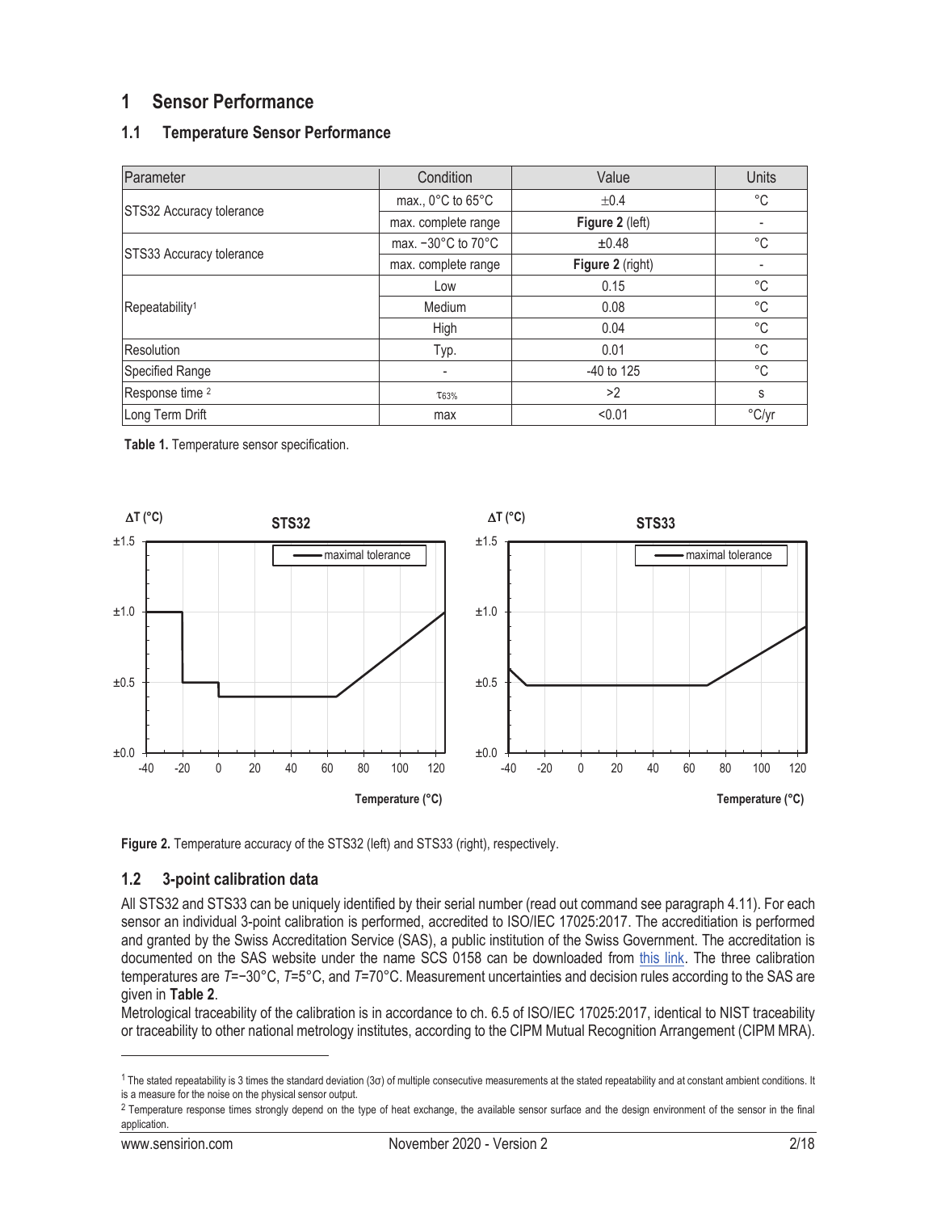# 1 Sensor Performance

## 1.1 Temperature Sensor Performance

| Parameter | Condition | Value | Units |
|---|---|---|---|
| STS32 Accuracy tolerance | max., 0°C to 65°C | ±0.4 | °C |
| | max. complete range | **Figure 2** (left) | - |
| STS33 Accuracy tolerance | max. −30°C to 70°C | ±0.48 | °C |
| | max. complete range | **Figure 2** (right) | - |
| Repeatability[1] | Low | 0.15 | °C |
| | Medium | 0.08 | °C |
| | High | 0.04 | °C |
| Resolution | Typ. | 0.01 | °C |
| Specified Range | - | -40 to 125 | °C |
| Response time [2] | $\tau_{63\%}$ | >2 | s |
| Long Term Drift | max | <0.01 | °C/yr |

**Table 1.** Temperature sensor specification.

**Figure 2.** Temperature accuracy of the STS32 (left) and STS33 (right), respectively.

## 1.2 3-point calibration data

All STS32 and STS33 can be uniquely identified by their serial number (read out command see paragraph 4.11). For each sensor an individual 3-point calibration is performed, accredited to ISO/IEC 17025:2017. The accreditiation is performed and granted by the Swiss Accreditation Service (SAS), a public institution of the Swiss Government. The accreditation is documented on the SAS website under the name SCS 0158 can be downloaded from this link. The three calibration temperatures are $T$=−30°C, $T$=5°C, and $T$=70°C. Measurement uncertainties and decision rules according to the SAS are given in **Table 2**.

Metrological traceability of the calibration is in accordance to ch. 6.5 of ISO/IEC 17025:2017, identical to NIST traceability or traceability to other national metrology institutes, according to the CIPM Mutual Recognition Arrangement (CIPM MRA).

---

[1] The stated repeatability is 3 times the standard deviation (3σ) of multiple consecutive measurements at the stated repeatability and at constant ambient conditions. It is a measure for the noise on the physical sensor output.

[2] Temperature response times strongly depend on the type of heat exchange, the available sensor surface and the design environment of the sensor in the final application.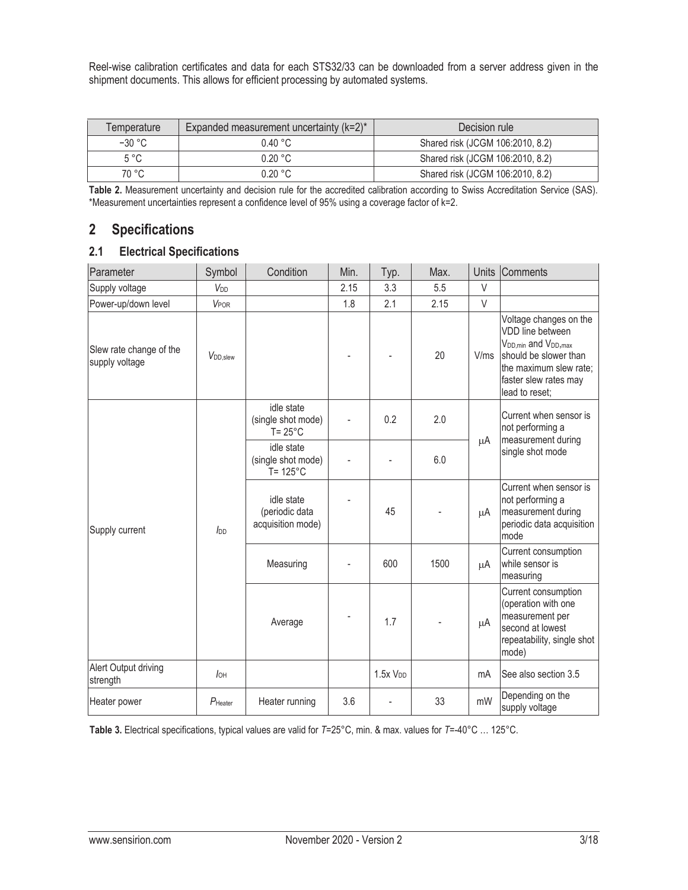Reel-wise calibration certificates and data for each STS32/33 can be downloaded from a server address given in the shipment documents. This allows for efficient processing by automated systems.

| Temperature | Expanded measurement uncertainty (k=2)* | Decision rule |
|---|---|---|
| −30 °C | 0.40 °C | Shared risk (JCGM 106:2010, 8.2) |
| 5 °C | 0.20 °C | Shared risk (JCGM 106:2010, 8.2) |
| 70 °C | 0.20 °C | Shared risk (JCGM 106:2010, 8.2) |

**Table 2.** Measurement uncertainty and decision rule for the accredited calibration according to Swiss Accreditation Service (SAS). *Measurement uncertainties represent a confidence level of 95% using a coverage factor of k=2.

# 2 Specifications

## 2.1 Electrical Specifications

| Parameter | Symbol | Condition | Min. | Typ. | Max. | Units | Comments |
|---|---|---|---|---|---|---|---|
| Supply voltage | $V_{DD}$ | | 2.15 | 3.3 | 5.5 | V | |
| Power-up/down level | $V_{POR}$ | | 1.8 | 2.1 | 2.15 | V | |
| Slew rate change of the supply voltage | $V_{DD,slew}$ | | - | - | 20 | V/ms | Voltage changes on the VDD line between $V_{DD,min}$ and $V_{DD,max}$ should be slower than the maximum slew rate; faster slew rates may lead to reset; |
| Supply current | $I_{DD}$ | idle state (single shot mode) T= 25°C | - | 0.2 | 2.0 | μA | Current when sensor is not performing a measurement during single shot mode |
| | | idle state (single shot mode) T= 125°C | - | - | 6.0 | μA | |
| | | idle state (periodic data acquisition mode) | - | 45 | - | μA | Current when sensor is not performing a measurement during periodic data acquisition mode |
| | | Measuring | - | 600 | 1500 | μA | Current consumption while sensor is measuring |
| | | Average | - | 1.7 | - | μA | Current consumption (operation with one measurement per second at lowest repeatability, single shot mode) |
| Alert Output driving strength | $I_{OH}$ | | | 1.5x $V_{DD}$ | | mA | See also section 3.5 |
| Heater power | $P_{Heater}$ | Heater running | 3.6 | - | 33 | mW | Depending on the supply voltage |

**Table 3.** Electrical specifications, typical values are valid for *T*=25°C, min. & max. values for *T*=-40°C … 125°C.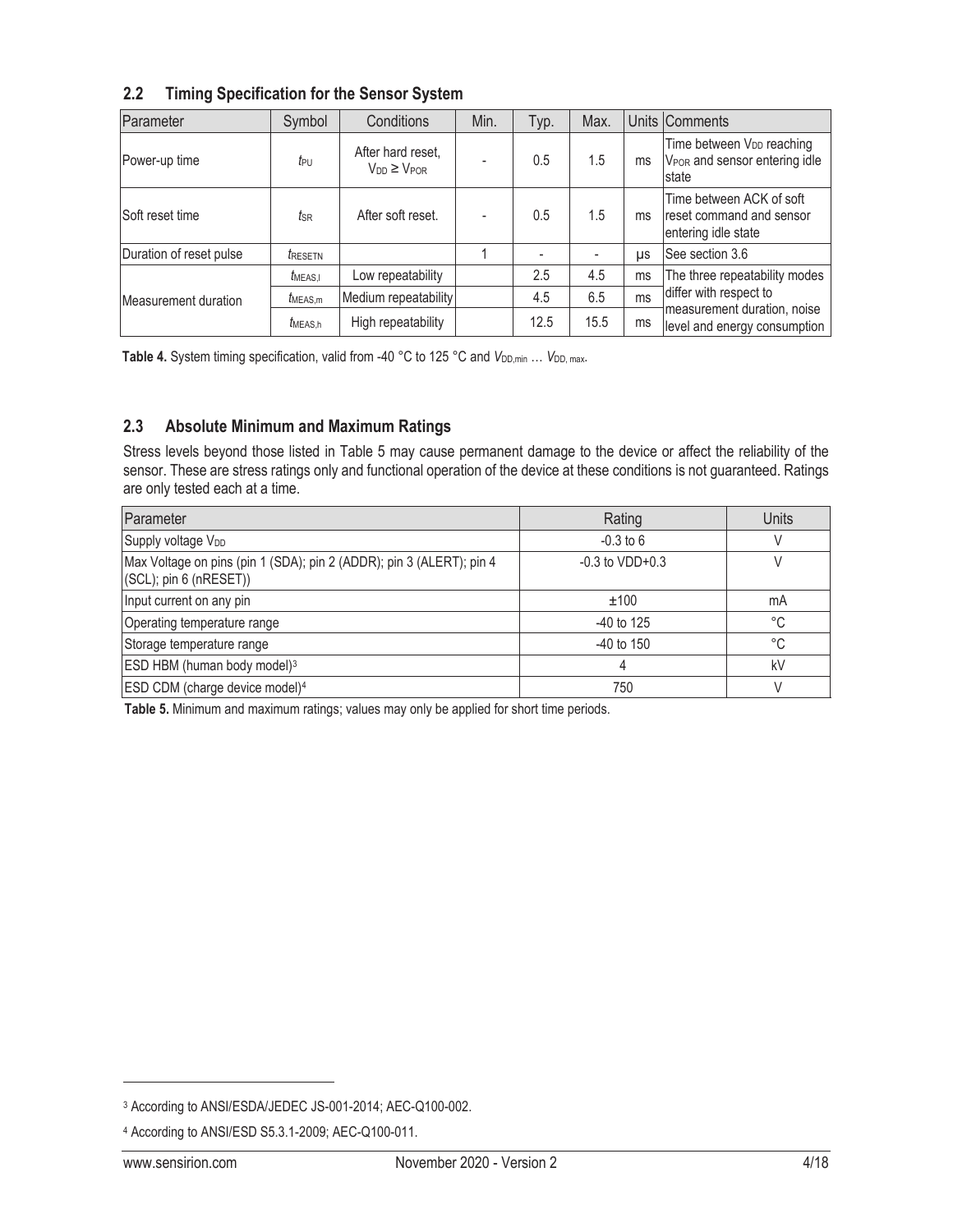## 2.2 Timing Specification for the Sensor System

| Parameter | Symbol | Conditions | Min. | Typ. | Max. | Units | Comments |
|---|---|---|---|---|---|---|---|
| Power-up time | $t_{PU}$ | After hard reset, $V_{DD} \geq V_{POR}$ | - | 0.5 | 1.5 | ms | Time between $V_{DD}$ reaching $V_{POR}$ and sensor entering idle state |
| Soft reset time | $t_{SR}$ | After soft reset. | - | 0.5 | 1.5 | ms | Time between ACK of soft reset command and sensor entering idle state |
| Duration of reset pulse | $t_{RESETN}$ | | 1 | - | - | µs | See section 3.6 |
| Measurement duration | $t_{MEAS,l}$ | Low repeatability | | 2.5 | 4.5 | ms | The three repeatability modes differ with respect to measurement duration, noise level and energy consumption |
| | $t_{MEAS,m}$ | Medium repeatability | | 4.5 | 6.5 | ms | |
| | $t_{MEAS,h}$ | High repeatability | | 12.5 | 15.5 | ms | |

**Table 4.** System timing specification, valid from -40 °C to 125 °C and $V_{DD,min}$ … $V_{DD,max}$.

## 2.3 Absolute Minimum and Maximum Ratings

Stress levels beyond those listed in Table 5 may cause permanent damage to the device or affect the reliability of the sensor. These are stress ratings only and functional operation of the device at these conditions is not guaranteed. Ratings are only tested each at a time.

| Parameter | Rating | Units |
|---|---|---|
| Supply voltage $V_{DD}$ | -0.3 to 6 | V |
| Max Voltage on pins (pin 1 (SDA); pin 2 (ADDR); pin 3 (ALERT); pin 4 (SCL); pin 6 (nRESET)) | -0.3 to VDD+0.3 | V |
| Input current on any pin | ±100 | mA |
| Operating temperature range | -40 to 125 | °C |
| Storage temperature range | -40 to 150 | °C |
| ESD HBM (human body model)[3] | 4 | kV |
| ESD CDM (charge device model)[4] | 750 | V |

**Table 5.** Minimum and maximum ratings; values may only be applied for short time periods.

[3] According to ANSI/ESDA/JEDEC JS-001-2014; AEC-Q100-002.

[4] According to ANSI/ESD S5.3.1-2009; AEC-Q100-011.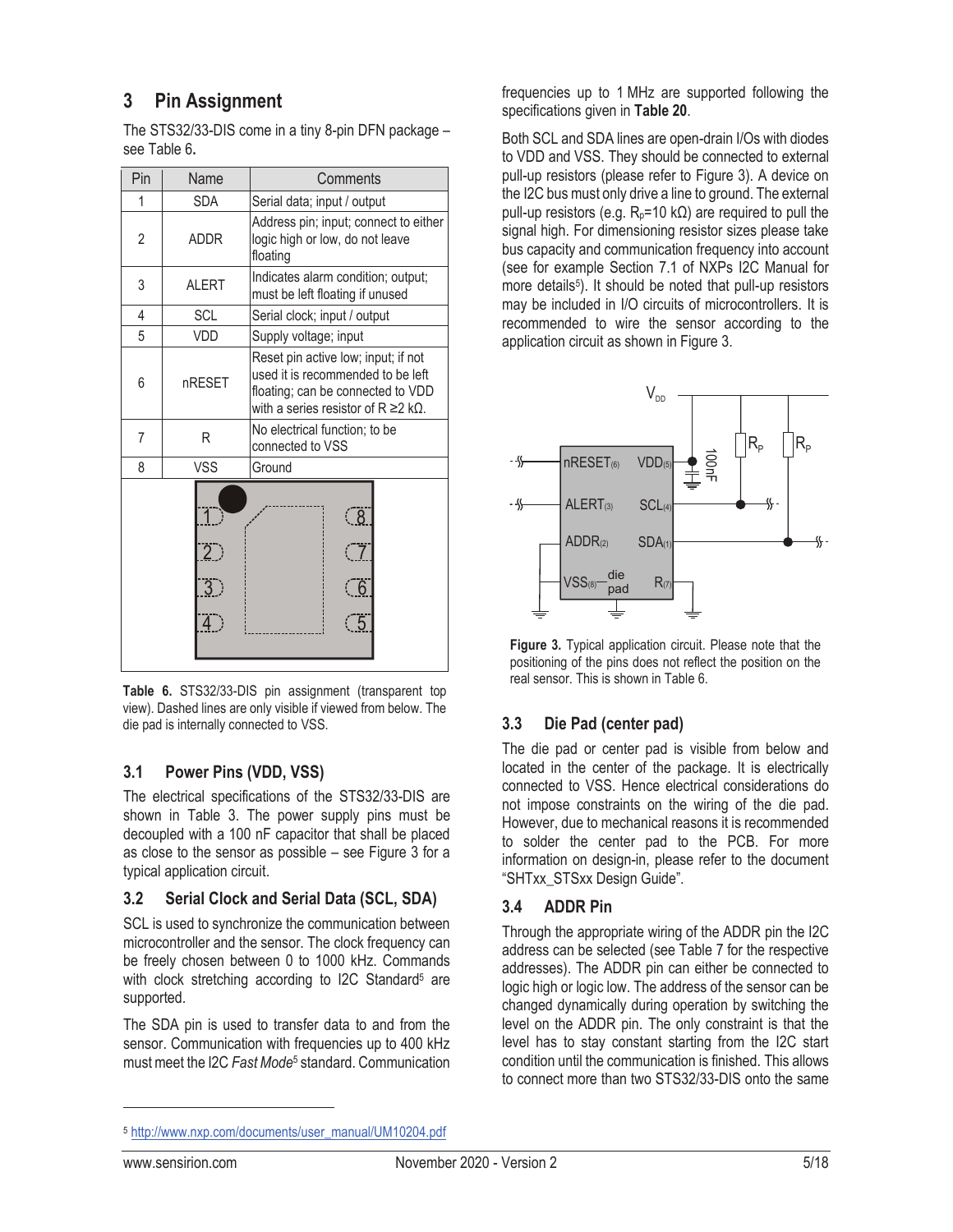## 3 Pin Assignment

The STS32/33-DIS come in a tiny 8-pin DFN package – see Table 6.

| Pin | Name | Comments |
|---|---|---|
| 1 | SDA | Serial data; input / output |
| 2 | ADDR | Address pin; input; connect to either logic high or low, do not leave floating |
| 3 | ALERT | Indicates alarm condition; output; must be left floating if unused |
| 4 | SCL | Serial clock; input / output |
| 5 | VDD | Supply voltage; input |
| 6 | nRESET | Reset pin active low; input; if not used it is recommended to be left floating; can be connected to VDD with a series resistor of R ≥2 kΩ. |
| 7 | R | No electrical function; to be connected to VSS |
| 8 | VSS | Ground |

**Table 6.** STS32/33-DIS pin assignment (transparent top view). Dashed lines are only visible if viewed from below. The die pad is internally connected to VSS.

### 3.1 Power Pins (VDD, VSS)

The electrical specifications of the STS32/33-DIS are shown in Table 3. The power supply pins must be decoupled with a 100 nF capacitor that shall be placed as close to the sensor as possible – see Figure 3 for a typical application circuit.

### 3.2 Serial Clock and Serial Data (SCL, SDA)

SCL is used to synchronize the communication between microcontroller and the sensor. The clock frequency can be freely chosen between 0 to 1000 kHz. Commands with clock stretching according to I2C Standard[5] are supported.

The SDA pin is used to transfer data to and from the sensor. Communication with frequencies up to 400 kHz must meet the I2C *Fast Mode*[5] standard. Communication frequencies up to 1 MHz are supported following the specifications given in **Table 20**.

Both SCL and SDA lines are open-drain I/Os with diodes to VDD and VSS. They should be connected to external pull-up resistors (please refer to Figure 3). A device on the I2C bus must only drive a line to ground. The external pull-up resistors (e.g. $R_p$=10 kΩ) are required to pull the signal high. For dimensioning resistor sizes please take bus capacity and communication frequency into account (see for example Section 7.1 of NXPs I2C Manual for more details[5]). It should be noted that pull-up resistors may be included in I/O circuits of microcontrollers. It is recommended to wire the sensor according to the application circuit as shown in Figure 3.

**Figure 3.** Typical application circuit. Please note that the positioning of the pins does not reflect the position on the real sensor. This is shown in Table 6.

### 3.3 Die Pad (center pad)

The die pad or center pad is visible from below and located in the center of the package. It is electrically connected to VSS. Hence electrical considerations do not impose constraints on the wiring of the die pad. However, due to mechanical reasons it is recommended to solder the center pad to the PCB. For more information on design-in, please refer to the document "SHTxx_STSxx Design Guide".

### 3.4 ADDR Pin

Through the appropriate wiring of the ADDR pin the I2C address can be selected (see Table 7 for the respective addresses). The ADDR pin can either be connected to logic high or logic low. The address of the sensor can be changed dynamically during operation by switching the level on the ADDR pin. The only constraint is that the level has to stay constant starting from the I2C start condition until the communication is finished. This allows to connect more than two STS32/33-DIS onto the same

[5] http://www.nxp.com/documents/user_manual/UM10204.pdf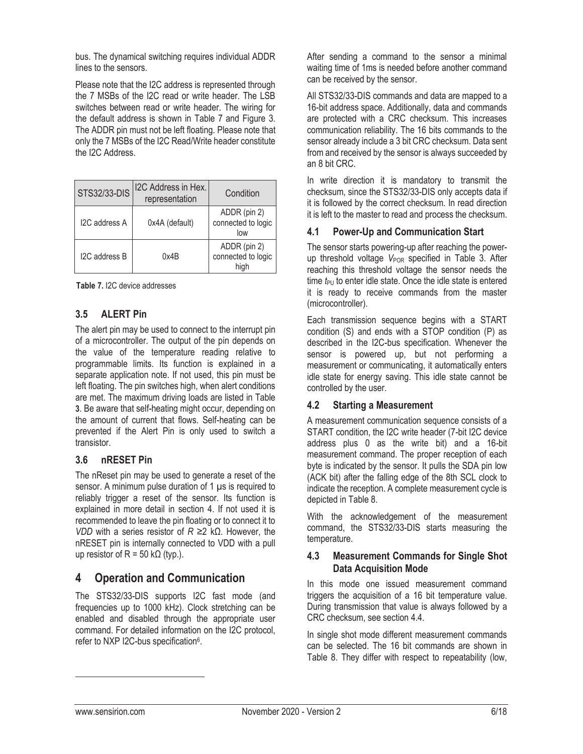bus. The dynamical switching requires individual ADDR lines to the sensors.

Please note that the I2C address is represented through the 7 MSBs of the I2C read or write header. The LSB switches between read or write header. The wiring for the default address is shown in Table 7 and Figure 3. The ADDR pin must not be left floating. Please note that only the 7 MSBs of the I2C Read/Write header constitute the I2C Address.

| STS32/33-DIS | I2C Address in Hex. representation | Condition |
|---|---|---|
| I2C address A | 0x4A (default) | ADDR (pin 2) connected to logic low |
| I2C address B | 0x4B | ADDR (pin 2) connected to logic high |

**Table 7.** I2C device addresses

### 3.5 ALERT Pin

The alert pin may be used to connect to the interrupt pin of a microcontroller. The output of the pin depends on the value of the temperature reading relative to programmable limits. Its function is explained in a separate application note. If not used, this pin must be left floating. The pin switches high, when alert conditions are met. The maximum driving loads are listed in Table **3**. Be aware that self-heating might occur, depending on the amount of current that flows. Self-heating can be prevented if the Alert Pin is only used to switch a transistor.

### 3.6 nRESET Pin

The nReset pin may be used to generate a reset of the sensor. A minimum pulse duration of 1 µs is required to reliably trigger a reset of the sensor. Its function is explained in more detail in section 4. If not used it is recommended to leave the pin floating or to connect it to *VDD* with a series resistor of $R \geq 2$ kΩ. However, the nRESET pin is internally connected to VDD with a pull up resistor of R = 50 kΩ (typ.).

## 4 Operation and Communication

The STS32/33-DIS supports I2C fast mode (and frequencies up to 1000 kHz). Clock stretching can be enabled and disabled through the appropriate user command. For detailed information on the I2C protocol, refer to NXP I2C-bus specification[6].

After sending a command to the sensor a minimal waiting time of 1ms is needed before another command can be received by the sensor.

All STS32/33-DIS commands and data are mapped to a 16-bit address space. Additionally, data and commands are protected with a CRC checksum. This increases communication reliability. The 16 bits commands to the sensor already include a 3 bit CRC checksum. Data sent from and received by the sensor is always succeeded by an 8 bit CRC.

In write direction it is mandatory to transmit the checksum, since the STS32/33-DIS only accepts data if it is followed by the correct checksum. In read direction it is left to the master to read and process the checksum.

### 4.1 Power-Up and Communication Start

The sensor starts powering-up after reaching the power-up threshold voltage $V_{POR}$ specified in Table 3. After reaching this threshold voltage the sensor needs the time $t_{PU}$ to enter idle state. Once the idle state is entered it is ready to receive commands from the master (microcontroller).

Each transmission sequence begins with a START condition (S) and ends with a STOP condition (P) as described in the I2C-bus specification. Whenever the sensor is powered up, but not performing a measurement or communicating, it automatically enters idle state for energy saving. This idle state cannot be controlled by the user.

### 4.2 Starting a Measurement

A measurement communication sequence consists of a START condition, the I2C write header (7-bit I2C device address plus 0 as the write bit) and a 16-bit measurement command. The proper reception of each byte is indicated by the sensor. It pulls the SDA pin low (ACK bit) after the falling edge of the 8th SCL clock to indicate the reception. A complete measurement cycle is depicted in Table 8.

With the acknowledgement of the measurement command, the STS32/33-DIS starts measuring the temperature.

### 4.3 Measurement Commands for Single Shot Data Acquisition Mode

In this mode one issued measurement command triggers the acquisition of a 16 bit temperature value. During transmission that value is always followed by a CRC checksum, see section 4.4.

In single shot mode different measurement commands can be selected. The 16 bit commands are shown in Table 8. They differ with respect to repeatability (low,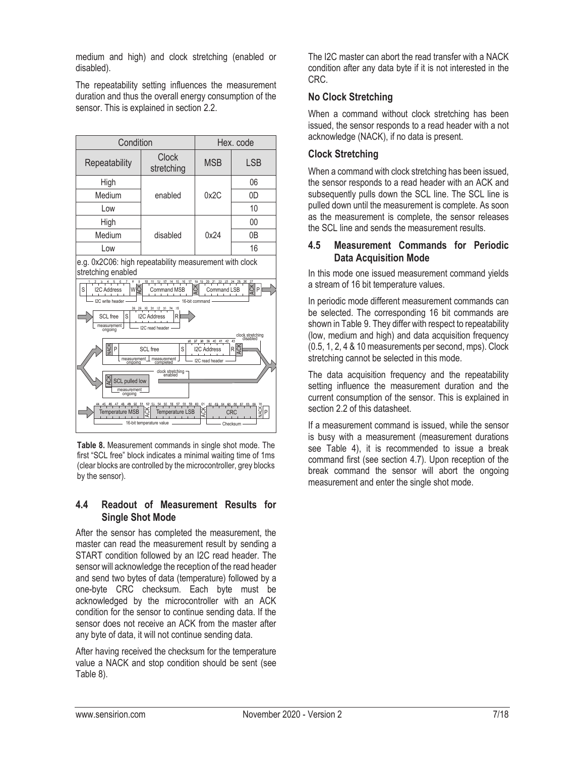medium and high) and clock stretching (enabled or disabled).

The repeatability setting influences the measurement duration and thus the overall energy consumption of the sensor. This is explained in section 2.2.

| Condition | | Hex. code | |
|---|---|---|---|
| Repeatability | Clock stretching | MSB | LSB |
| High | enabled | 0x2C | 06 |
| Medium | | | 0D |
| Low | | | 10 |
| High | disabled | 0x24 | 00 |
| Medium | | | 0B |
| Low | | | 16 |

e.g. 0x2C06: high repeatability measurement with clock stretching enabled

**Table 8.** Measurement commands in single shot mode. The first "SCL free" block indicates a minimal waiting time of 1ms (clear blocks are controlled by the microcontroller, grey blocks by the sensor).

### 4.4 Readout of Measurement Results for Single Shot Mode

After the sensor has completed the measurement, the master can read the measurement result by sending a START condition followed by an I2C read header. The sensor will acknowledge the reception of the read header and send two bytes of data (temperature) followed by a one-byte CRC checksum. Each byte must be acknowledged by the microcontroller with an ACK condition for the sensor to continue sending data. If the sensor does not receive an ACK from the master after any byte of data, it will not continue sending data.

After having received the checksum for the temperature value a NACK and stop condition should be sent (see Table 8).

The I2C master can abort the read transfer with a NACK condition after any data byte if it is not interested in the CRC.

#### No Clock Stretching

When a command without clock stretching has been issued, the sensor responds to a read header with a not acknowledge (NACK), if no data is present.

#### Clock Stretching

When a command with clock stretching has been issued, the sensor responds to a read header with an ACK and subsequently pulls down the SCL line. The SCL line is pulled down until the measurement is complete. As soon as the measurement is complete, the sensor releases the SCL line and sends the measurement results.

### 4.5 Measurement Commands for Periodic Data Acquisition Mode

In this mode one issued measurement command yields a stream of 16 bit temperature values.

In periodic mode different measurement commands can be selected. The corresponding 16 bit commands are shown in Table 9. They differ with respect to repeatability (low, medium and high) and data acquisition frequency (0.5, 1, 2, 4 & 10 measurements per second, mps). Clock stretching cannot be selected in this mode.

The data acquisition frequency and the repeatability setting influence the measurement duration and the current consumption of the sensor. This is explained in section 2.2 of this datasheet.

If a measurement command is issued, while the sensor is busy with a measurement (measurement durations see Table 4), it is recommended to issue a break command first (see section 4.7). Upon reception of the break command the sensor will abort the ongoing measurement and enter the single shot mode.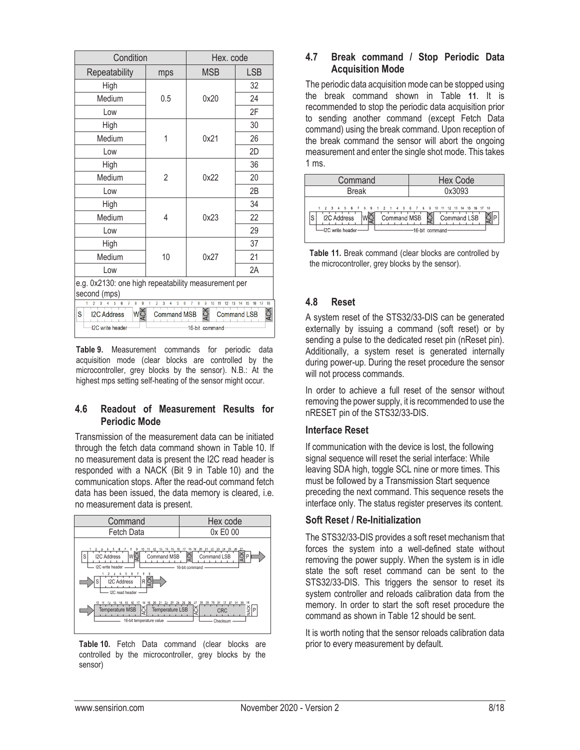| Condition | | Hex. code | |
|---|---|---|---|
| Repeatability | mps | MSB | LSB |
| High | 0.5 | 0x20 | 32 |
| Medium | | | 24 |
| Low | | | 2F |
| High | 1 | 0x21 | 30 |
| Medium | | | 26 |
| Low | | | 2D |
| High | 2 | 0x22 | 36 |
| Medium | | | 20 |
| Low | | | 2B |
| High | 4 | 0x23 | 34 |
| Medium | | | 22 |
| Low | | | 29 |
| High | 10 | 0x27 | 37 |
| Medium | | | 21 |
| Low | | | 2A |

e.g. 0x2130: one high repeatability measurement per second (mps)

S | I2C Address | W | ACK | Command MSB | ACK | Command LSB | ACK

I2C write header — 16-bit command

**Table 9.** Measurement commands for periodic data acquisition mode (clear blocks are controlled by the microcontroller, grey blocks by the sensor). N.B.: At the highest mps setting self-heating of the sensor might occur.

### 4.6 Readout of Measurement Results for Periodic Mode

Transmission of the measurement data can be initiated through the fetch data command shown in Table 10. If no measurement data is present the I2C read header is responded with a NACK (Bit 9 in Table 10) and the communication stops. After the read-out command fetch data has been issued, the data memory is cleared, i.e. no measurement data is present.

| Command | Hex code |
|---|---|
| Fetch Data | 0x E0 00 |

S | I2C Address | W | ACK | Command MSB | ACK | Command LSB | ACK | P

I2C write header — 16-bit command

S | I2C Address | R | ACK

I2C read header

Temperature MSB | ACK | Temperature LSB | ACK | CRC | NACK | P

16-bit temperature value — Checksum

**Table 10.** Fetch Data command (clear blocks are controlled by the microcontroller, grey blocks by the sensor)

### 4.7 Break command / Stop Periodic Data Acquisition Mode

The periodic data acquisition mode can be stopped using the break command shown in Table **11**. It is recommended to stop the periodic data acquisition prior to sending another command (except Fetch Data command) using the break command. Upon reception of the break command the sensor will abort the ongoing measurement and enter the single shot mode. This takes 1 ms.

| Command | Hex Code |
|---|---|
| Break | 0x3093 |

S | I2C Address | W | ACK | Command MSB | ACK | Command LSB | ACK | P

I2C write header — 16-bit command

**Table 11.** Break command (clear blocks are controlled by the microcontroller, grey blocks by the sensor).

### 4.8 Reset

A system reset of the STS32/33-DIS can be generated externally by issuing a command (soft reset) or by sending a pulse to the dedicated reset pin (nReset pin). Additionally, a system reset is generated internally during power-up. During the reset procedure the sensor will not process commands.

In order to achieve a full reset of the sensor without removing the power supply, it is recommended to use the nRESET pin of the STS32/33-DIS.

#### Interface Reset

If communication with the device is lost, the following signal sequence will reset the serial interface: While leaving SDA high, toggle SCL nine or more times. This must be followed by a Transmission Start sequence preceding the next command. This sequence resets the interface only. The status register preserves its content.

#### Soft Reset / Re-Initialization

The STS32/33-DIS provides a soft reset mechanism that forces the system into a well-defined state without removing the power supply. When the system is in idle state the soft reset command can be sent to the STS32/33-DIS. This triggers the sensor to reset its system controller and reloads calibration data from the memory. In order to start the soft reset procedure the command as shown in Table 12 should be sent.

It is worth noting that the sensor reloads calibration data prior to every measurement by default.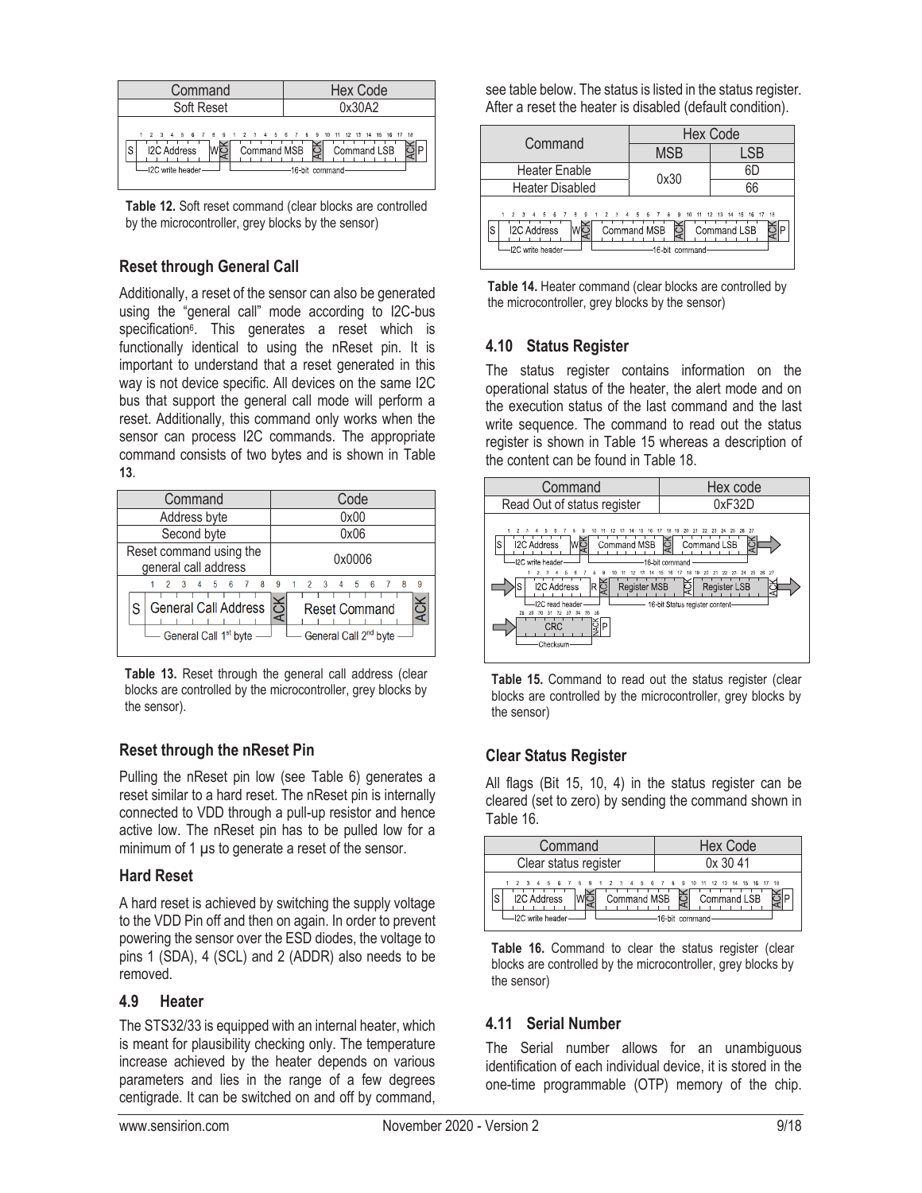| Command | Hex Code |
|---|---|
| Soft Reset | 0x30A2 |

**Table 12.** Soft reset command (clear blocks are controlled by the microcontroller, grey blocks by the sensor)

### Reset through General Call

Additionally, a reset of the sensor can also be generated using the "general call" mode according to I2C-bus specification[6]. This generates a reset which is functionally identical to using the nReset pin. It is important to understand that a reset generated in this way is not device specific. All devices on the same I2C bus that support the general call mode will perform a reset. Additionally, this command only works when the sensor can process I2C commands. The appropriate command consists of two bytes and is shown in Table **13**.

| Command | Code |
|---|---|
| Address byte | 0x00 |
| Second byte | 0x06 |
| Reset command using the general call address | 0x0006 |

**Table 13.** Reset through the general call address (clear blocks are controlled by the microcontroller, grey blocks by the sensor).

### Reset through the nReset Pin

Pulling the nReset pin low (see Table 6) generates a reset similar to a hard reset. The nReset pin is internally connected to VDD through a pull-up resistor and hence active low. The nReset pin has to be pulled low for a minimum of 1 µs to generate a reset of the sensor.

### Hard Reset

A hard reset is achieved by switching the supply voltage to the VDD Pin off and then on again. In order to prevent powering the sensor over the ESD diodes, the voltage to pins 1 (SDA), 4 (SCL) and 2 (ADDR) also needs to be removed.

## 4.9 Heater

The STS32/33 is equipped with an internal heater, which is meant for plausibility checking only. The temperature increase achieved by the heater depends on various parameters and lies in the range of a few degrees centigrade. It can be switched on and off by command, see table below. The status is listed in the status register. After a reset the heater is disabled (default condition).

| Command | Hex Code | |
|---|---|---|
| | MSB | LSB |
| Heater Enable | 0x30 | 6D |
| Heater Disabled | | 66 |

**Table 14.** Heater command (clear blocks are controlled by the microcontroller, grey blocks by the sensor)

## 4.10 Status Register

The status register contains information on the operational status of the heater, the alert mode and on the execution status of the last command and the last write sequence. The command to read out the status register is shown in Table 15 whereas a description of the content can be found in Table 18.

| Command | Hex code |
|---|---|
| Read Out of status register | 0xF32D |

**Table 15.** Command to read out the status register (clear blocks are controlled by the microcontroller, grey blocks by the sensor)

### Clear Status Register

All flags (Bit 15, 10, 4) in the status register can be cleared (set to zero) by sending the command shown in Table 16.

| Command | Hex Code |
|---|---|
| Clear status register | 0x 30 41 |

**Table 16.** Command to clear the status register (clear blocks are controlled by the microcontroller, grey blocks by the sensor)

## 4.11 Serial Number

The Serial number allows for an unambiguous identification of each individual device, it is stored in the one-time programmable (OTP) memory of the chip.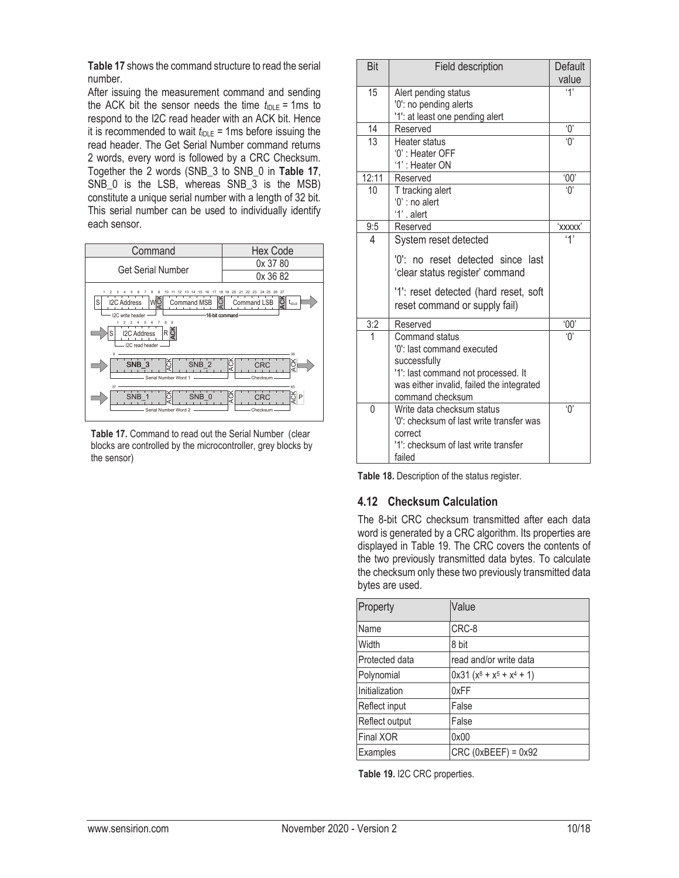**Table 17** shows the command structure to read the serial number.

After issuing the measurement command and sending the ACK bit the sensor needs the time $t_{IDLE}$ = 1ms to respond to the I2C read header with an ACK bit. Hence it is recommended to wait $t_{IDLE}$ = 1ms before issuing the read header. The Get Serial Number command returns 2 words, every word is followed by a CRC Checksum. Together the 2 words (SNB_3 to SNB_0 in **Table 17**, SNB_0 is the LSB, whereas SNB_3 is the MSB) constitute a unique serial number with a length of 32 bit. This serial number can be used to individually identify each sensor.

| Command | Hex Code |
|---|---|
| Get Serial Number | 0x 37 80 |
| | 0x 36 82 |

S | I2C Address | W | ACK | Command MSB | ACK | Command LSB | ACK | $t_{IDLE}$
(I2C write header — 16-bit command)

S | I2C Address | R | ACK
(I2C read header)

SNB_3 | ACK | SNB_2 | ACK | CRC | ACK
(Serial Number Word 1 — Checksum)

SNB_1 | ACK | SNB_0 | ACK | CRC | ACK | P
(Serial Number Word 2 — Checksum)

**Table 17.** Command to read out the Serial Number (clear blocks are controlled by the microcontroller, grey blocks by the sensor)

| Bit | Field description | Default value |
|---|---|---|
| 15 | Alert pending status<br>'0': no pending alerts<br>'1': at least one pending alert | '1' |
| 14 | Reserved | '0' |
| 13 | Heater status<br>'0' : Heater OFF<br>'1' : Heater ON | '0' |
| 12:11 | Reserved | '00' |
| 10 | T tracking alert<br>'0' : no alert<br>'1' . alert | '0' |
| 9:5 | Reserved | 'xxxxx' |
| 4 | System reset detected<br>'0': no reset detected since last 'clear status register' command<br>'1': reset detected (hard reset, soft reset command or supply fail) | '1' |
| 3:2 | Reserved | '00' |
| 1 | Command status<br>'0': last command executed successfully<br>'1': last command not processed. It was either invalid, failed the integrated command checksum | '0' |
| 0 | Write data checksum status<br>'0': checksum of last write transfer was correct<br>'1': checksum of last write transfer failed | '0' |

**Table 18.** Description of the status register.

## 4.12 Checksum Calculation

The 8-bit CRC checksum transmitted after each data word is generated by a CRC algorithm. Its properties are displayed in Table 19. The CRC covers the contents of the two previously transmitted data bytes. To calculate the checksum only these two previously transmitted data bytes are used.

| Property | Value |
|---|---|
| Name | CRC-8 |
| Width | 8 bit |
| Protected data | read and/or write data |
| Polynomial | 0x31 ($x^8 + x^5 + x^4 + 1$) |
| Initialization | 0xFF |
| Reflect input | False |
| Reflect output | False |
| Final XOR | 0x00 |
| Examples | CRC (0xBEEF) = 0x92 |

**Table 19.** I2C CRC properties.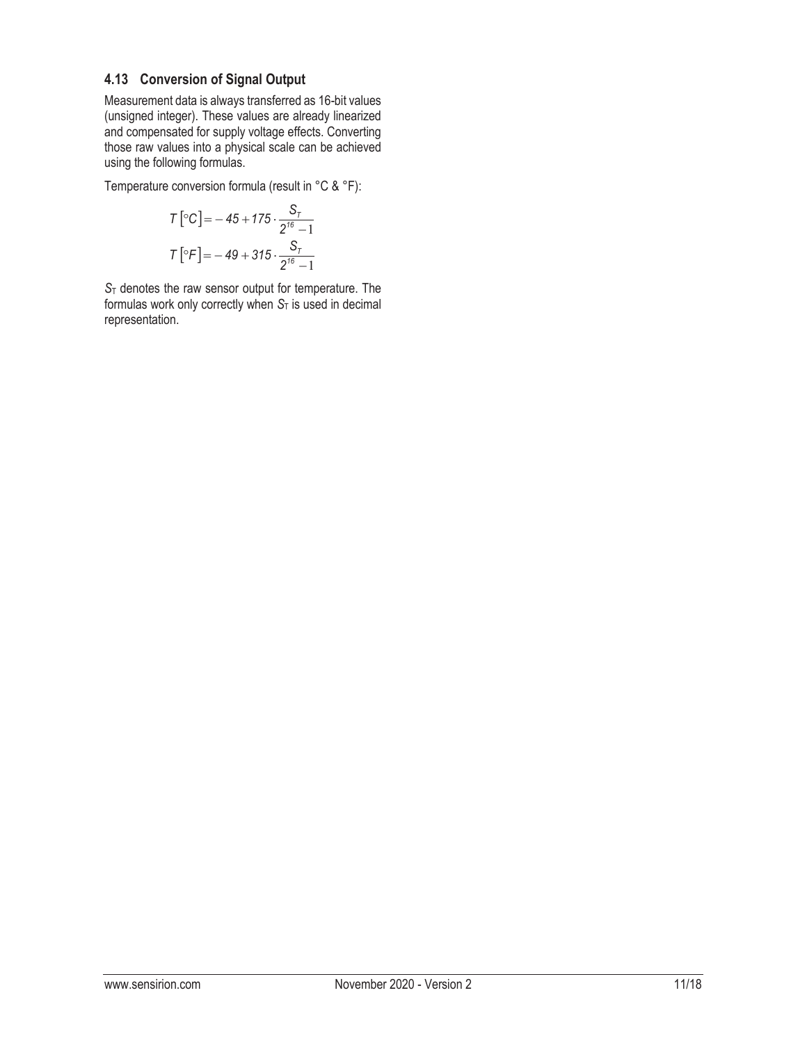### 4.13 Conversion of Signal Output

Measurement data is always transferred as 16-bit values (unsigned integer). These values are already linearized and compensated for supply voltage effects. Converting those raw values into a physical scale can be achieved using the following formulas.

Temperature conversion formula (result in °C & °F):

$$T\left[^{\circ}C\right] = -45 + 175 \cdot \frac{S_T}{2^{16} - 1}$$

$$T\left[^{\circ}F\right] = -49 + 315 \cdot \frac{S_T}{2^{16} - 1}$$

$S_T$ denotes the raw sensor output for temperature. The formulas work only correctly when $S_T$ is used in decimal representation.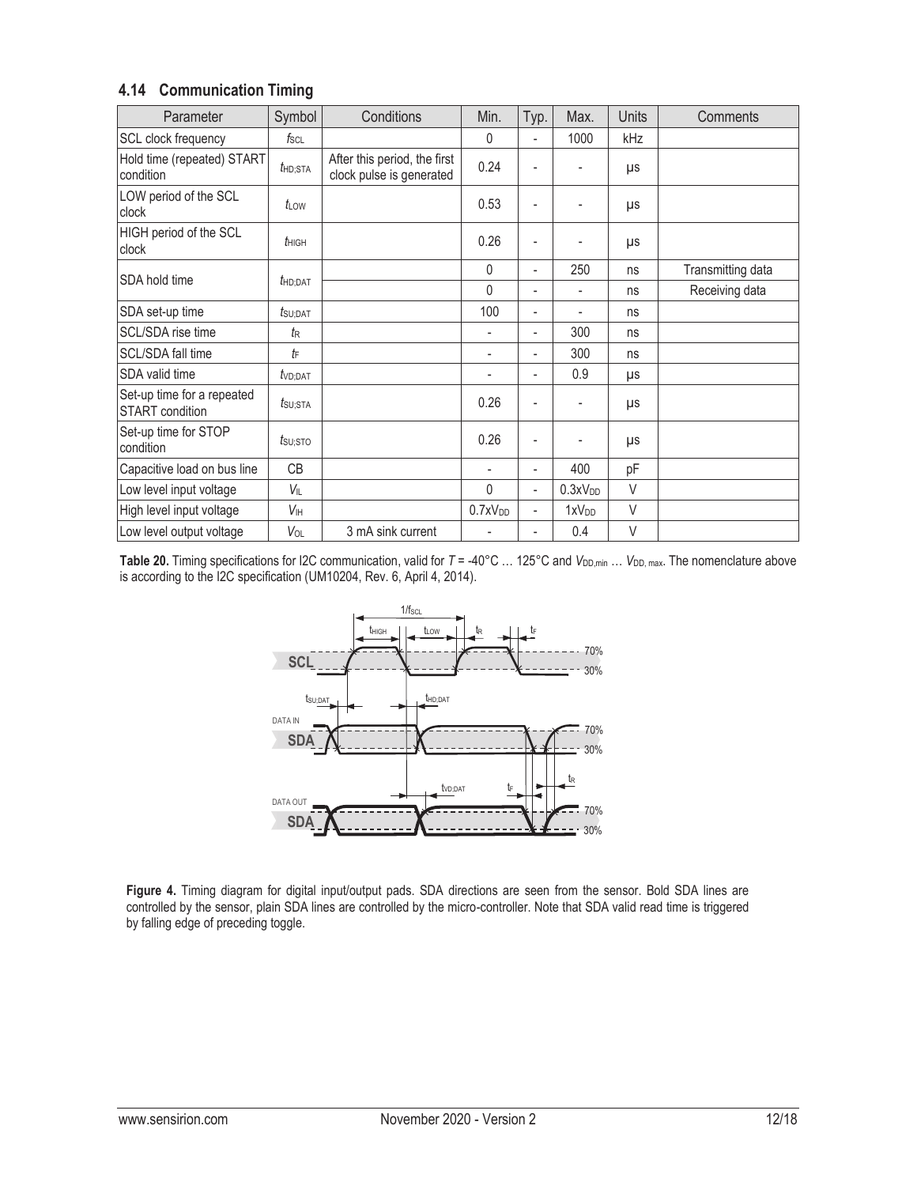## 4.14 Communication Timing

| Parameter | Symbol | Conditions | Min. | Typ. | Max. | Units | Comments |
|---|---|---|---|---|---|---|---|
| SCL clock frequency | $f_{SCL}$ | | 0 | - | 1000 | kHz | |
| Hold time (repeated) START condition | $t_{HD;STA}$ | After this period, the first clock pulse is generated | 0.24 | - | - | µs | |
| LOW period of the SCL clock | $t_{LOW}$ | | 0.53 | - | - | µs | |
| HIGH period of the SCL clock | $t_{HIGH}$ | | 0.26 | - | - | µs | |
| SDA hold time | $t_{HD;DAT}$ | | 0 | - | 250 | ns | Transmitting data |
| | | | 0 | - | - | ns | Receiving data |
| SDA set-up time | $t_{SU;DAT}$ | | 100 | - | - | ns | |
| SCL/SDA rise time | $t_R$ | | - | - | 300 | ns | |
| SCL/SDA fall time | $t_F$ | | - | - | 300 | ns | |
| SDA valid time | $t_{VD;DAT}$ | | - | - | 0.9 | µs | |
| Set-up time for a repeated START condition | $t_{SU;STA}$ | | 0.26 | - | - | µs | |
| Set-up time for STOP condition | $t_{SU;STO}$ | | 0.26 | - | - | µs | |
| Capacitive load on bus line | CB | | - | - | 400 | pF | |
| Low level input voltage | $V_{IL}$ | | 0 | - | $0.3xV_{DD}$ | V | |
| High level input voltage | $V_{IH}$ | | $0.7xV_{DD}$ | - | $1xV_{DD}$ | V | |
| Low level output voltage | $V_{OL}$ | 3 mA sink current | - | - | 0.4 | V | |

**Table 20.** Timing specifications for I2C communication, valid for $T$ = -40°C … 125°C and $V_{DD,min}$ … $V_{DD,max}$. The nomenclature above is according to the I2C specification (UM10204, Rev. 6, April 4, 2014).

**Figure 4.** Timing diagram for digital input/output pads. SDA directions are seen from the sensor. Bold SDA lines are controlled by the sensor, plain SDA lines are controlled by the micro-controller. Note that SDA valid read time is triggered by falling edge of preceding toggle.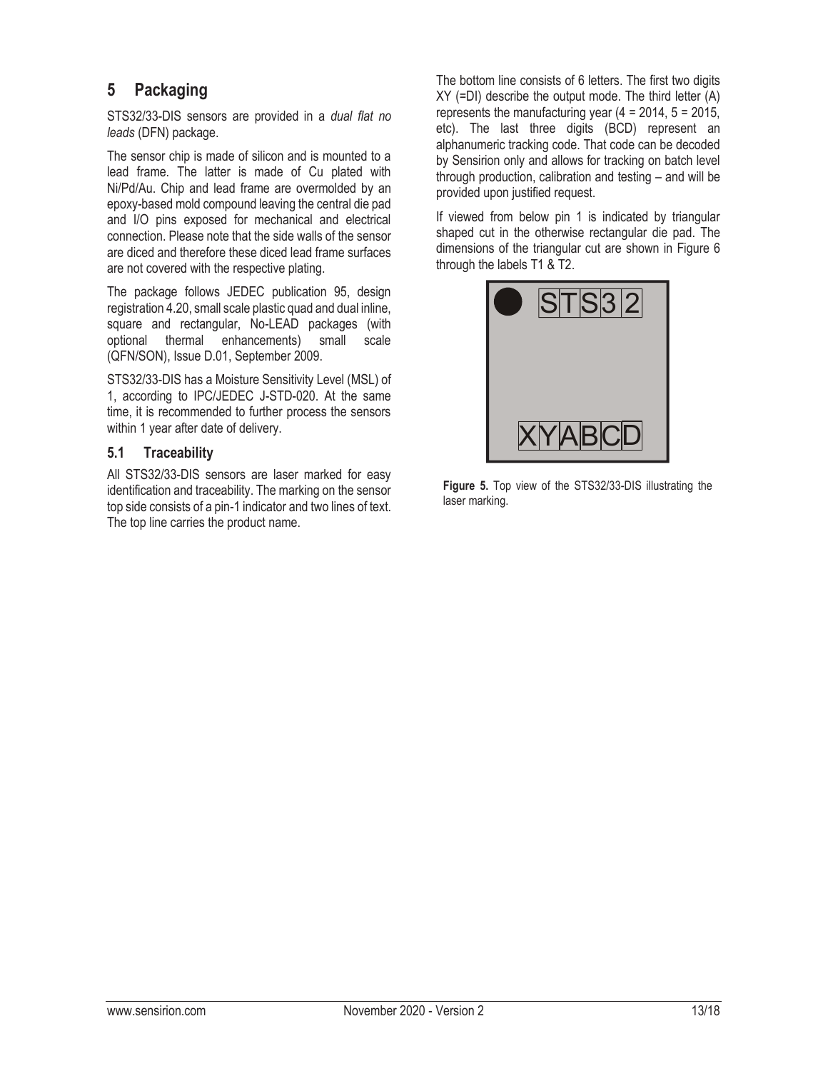## 5 Packaging

STS32/33-DIS sensors are provided in a *dual flat no leads* (DFN) package.

The sensor chip is made of silicon and is mounted to a lead frame. The latter is made of Cu plated with Ni/Pd/Au. Chip and lead frame are overmolded by an epoxy-based mold compound leaving the central die pad and I/O pins exposed for mechanical and electrical connection. Please note that the side walls of the sensor are diced and therefore these diced lead frame surfaces are not covered with the respective plating.

The package follows JEDEC publication 95, design registration 4.20, small scale plastic quad and dual inline, square and rectangular, No-LEAD packages (with optional thermal enhancements) small scale (QFN/SON), Issue D.01, September 2009.

STS32/33-DIS has a Moisture Sensitivity Level (MSL) of 1, according to IPC/JEDEC J-STD-020. At the same time, it is recommended to further process the sensors within 1 year after date of delivery.

### 5.1 Traceability

All STS32/33-DIS sensors are laser marked for easy identification and traceability. The marking on the sensor top side consists of a pin-1 indicator and two lines of text. The top line carries the product name.

The bottom line consists of 6 letters. The first two digits XY (=DI) describe the output mode. The third letter (A) represents the manufacturing year (4 = 2014, 5 = 2015, etc). The last three digits (BCD) represent an alphanumeric tracking code. That code can be decoded by Sensirion only and allows for tracking on batch level through production, calibration and testing – and will be provided upon justified request.

If viewed from below pin 1 is indicated by triangular shaped cut in the otherwise rectangular die pad. The dimensions of the triangular cut are shown in Figure 6 through the labels T1 & T2.

STS32

XYABCD

**Figure 5.** Top view of the STS32/33-DIS illustrating the laser marking.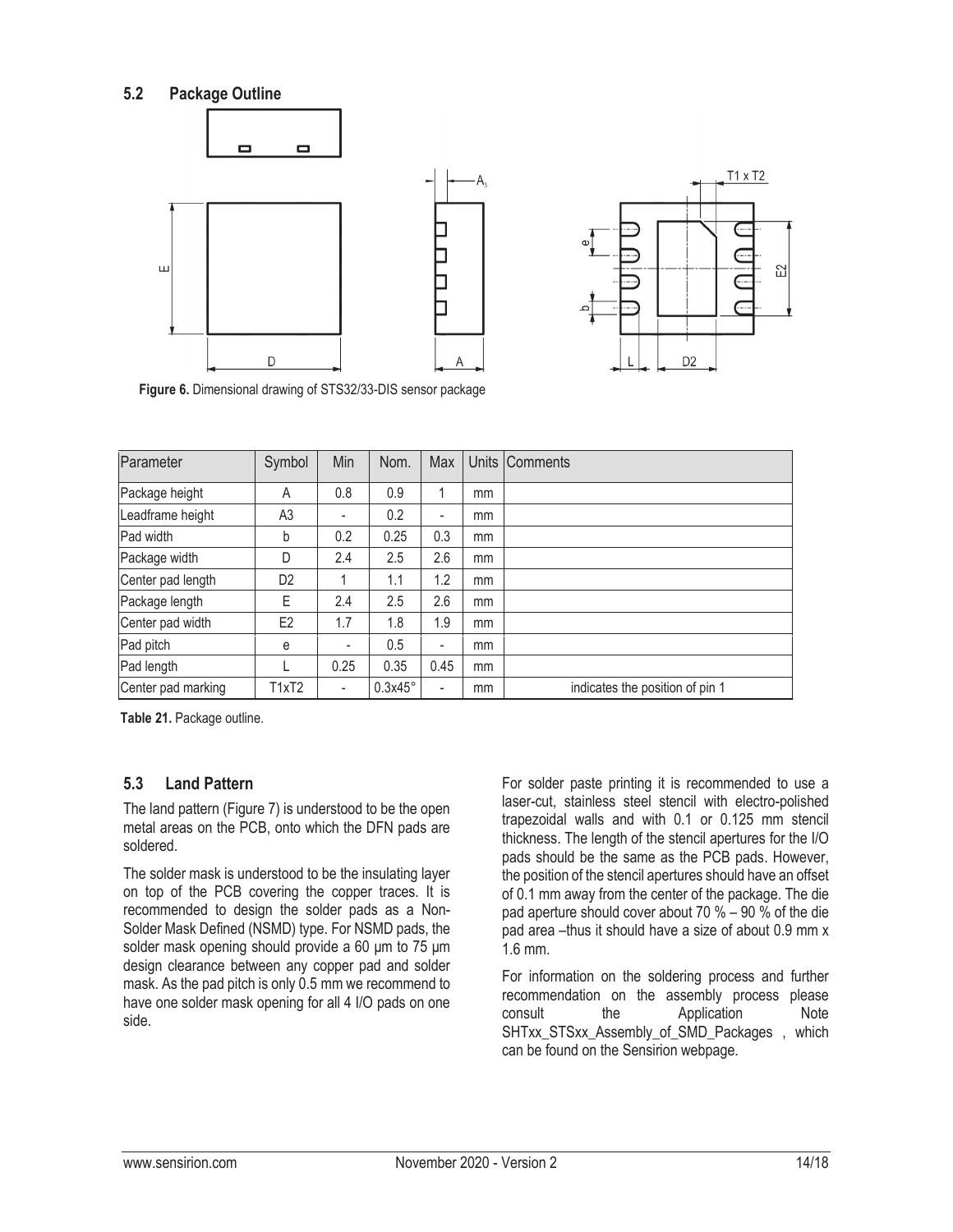### 5.2 Package Outline

**Figure 6.** Dimensional drawing of STS32/33-DIS sensor package

| Parameter | Symbol | Min | Nom. | Max | Units | Comments |
| --- | --- | --- | --- | --- | --- | --- |
| Package height | A | 0.8 | 0.9 | 1 | mm | |
| Leadframe height | A3 | - | 0.2 | - | mm | |
| Pad width | b | 0.2 | 0.25 | 0.3 | mm | |
| Package width | D | 2.4 | 2.5 | 2.6 | mm | |
| Center pad length | D2 | 1 | 1.1 | 1.2 | mm | |
| Package length | E | 2.4 | 2.5 | 2.6 | mm | |
| Center pad width | E2 | 1.7 | 1.8 | 1.9 | mm | |
| Pad pitch | e | - | 0.5 | - | mm | |
| Pad length | L | 0.25 | 0.35 | 0.45 | mm | |
| Center pad marking | T1xT2 | - | 0.3x45° | - | mm | indicates the position of pin 1 |

**Table 21.** Package outline.

### 5.3 Land Pattern

The land pattern (Figure 7) is understood to be the open metal areas on the PCB, onto which the DFN pads are soldered.

The solder mask is understood to be the insulating layer on top of the PCB covering the copper traces. It is recommended to design the solder pads as a Non-Solder Mask Defined (NSMD) type. For NSMD pads, the solder mask opening should provide a 60 µm to 75 µm design clearance between any copper pad and solder mask. As the pad pitch is only 0.5 mm we recommend to have one solder mask opening for all 4 I/O pads on one side.

For solder paste printing it is recommended to use a laser-cut, stainless steel stencil with electro-polished trapezoidal walls and with 0.1 or 0.125 mm stencil thickness. The length of the stencil apertures for the I/O pads should be the same as the PCB pads. However, the position of the stencil apertures should have an offset of 0.1 mm away from the center of the package. The die pad aperture should cover about 70 % – 90 % of the die pad area –thus it should have a size of about 0.9 mm x 1.6 mm.

For information on the soldering process and further recommendation on the assembly process please consult the Application Note SHTxx_STSxx_Assembly_of_SMD_Packages , which can be found on the Sensirion webpage.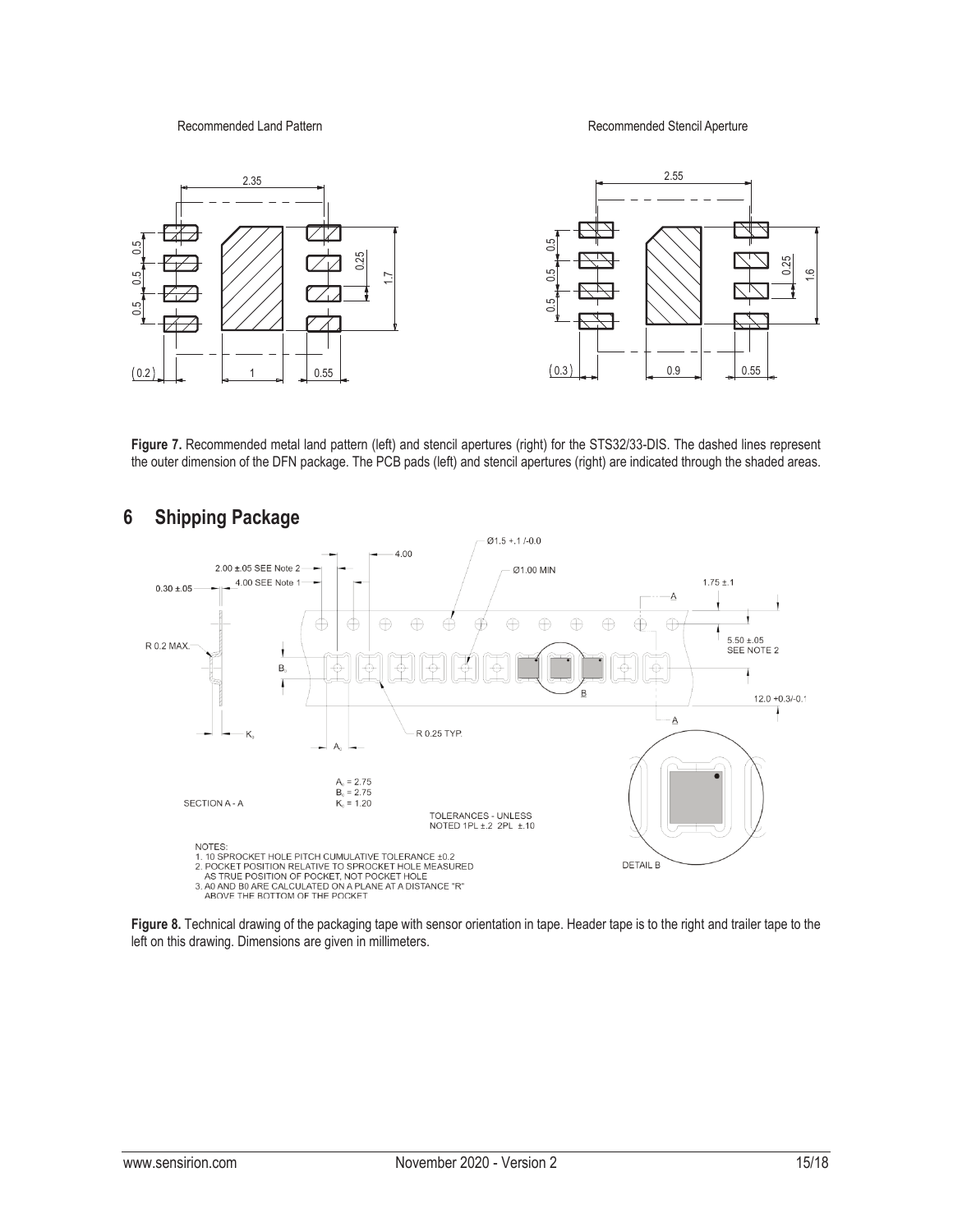Recommended Land Pattern

Recommended Stencil Aperture

**Figure 7.** Recommended metal land pattern (left) and stencil apertures (right) for the STS32/33-DIS. The dashed lines represent the outer dimension of the DFN package. The PCB pads (left) and stencil apertures (right) are indicated through the shaded areas.

# 6 Shipping Package

**Figure 8.** Technical drawing of the packaging tape with sensor orientation in tape. Header tape is to the right and trailer tape to the left on this drawing. Dimensions are given in millimeters.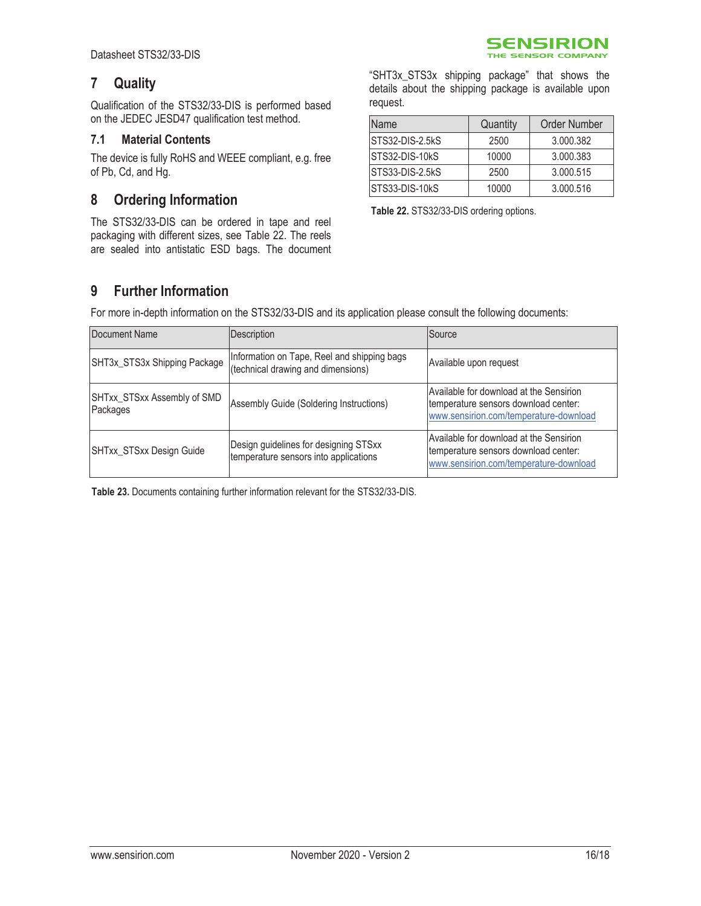# 7 Quality

Qualification of the STS32/33-DIS is performed based on the JEDEC JESD47 qualification test method.

## 7.1 Material Contents

The device is fully RoHS and WEEE compliant, e.g. free of Pb, Cd, and Hg.

# 8 Ordering Information

The STS32/33-DIS can be ordered in tape and reel packaging with different sizes, see Table 22. The reels are sealed into antistatic ESD bags. The document "SHT3x_STS3x shipping package" that shows the details about the shipping package is available upon request.

| Name | Quantity | Order Number |
|---|---|---|
| STS32-DIS-2.5kS | 2500 | 3.000.382 |
| STS32-DIS-10kS | 10000 | 3.000.383 |
| STS33-DIS-2.5kS | 2500 | 3.000.515 |
| STS33-DIS-10kS | 10000 | 3.000.516 |

**Table 22.** STS32/33-DIS ordering options.

# 9 Further Information

For more in-depth information on the STS32/33-DIS and its application please consult the following documents:

| Document Name | Description | Source |
|---|---|---|
| SHT3x_STS3x Shipping Package | Information on Tape, Reel and shipping bags (technical drawing and dimensions) | Available upon request |
| SHTxx_STSxx Assembly of SMD Packages | Assembly Guide (Soldering Instructions) | Available for download at the Sensirion temperature sensors download center: www.sensirion.com/temperature-download |
| SHTxx_STSxx Design Guide | Design guidelines for designing STSxx temperature sensors into applications | Available for download at the Sensirion temperature sensors download center: www.sensirion.com/temperature-download |

**Table 23.** Documents containing further information relevant for the STS32/33-DIS.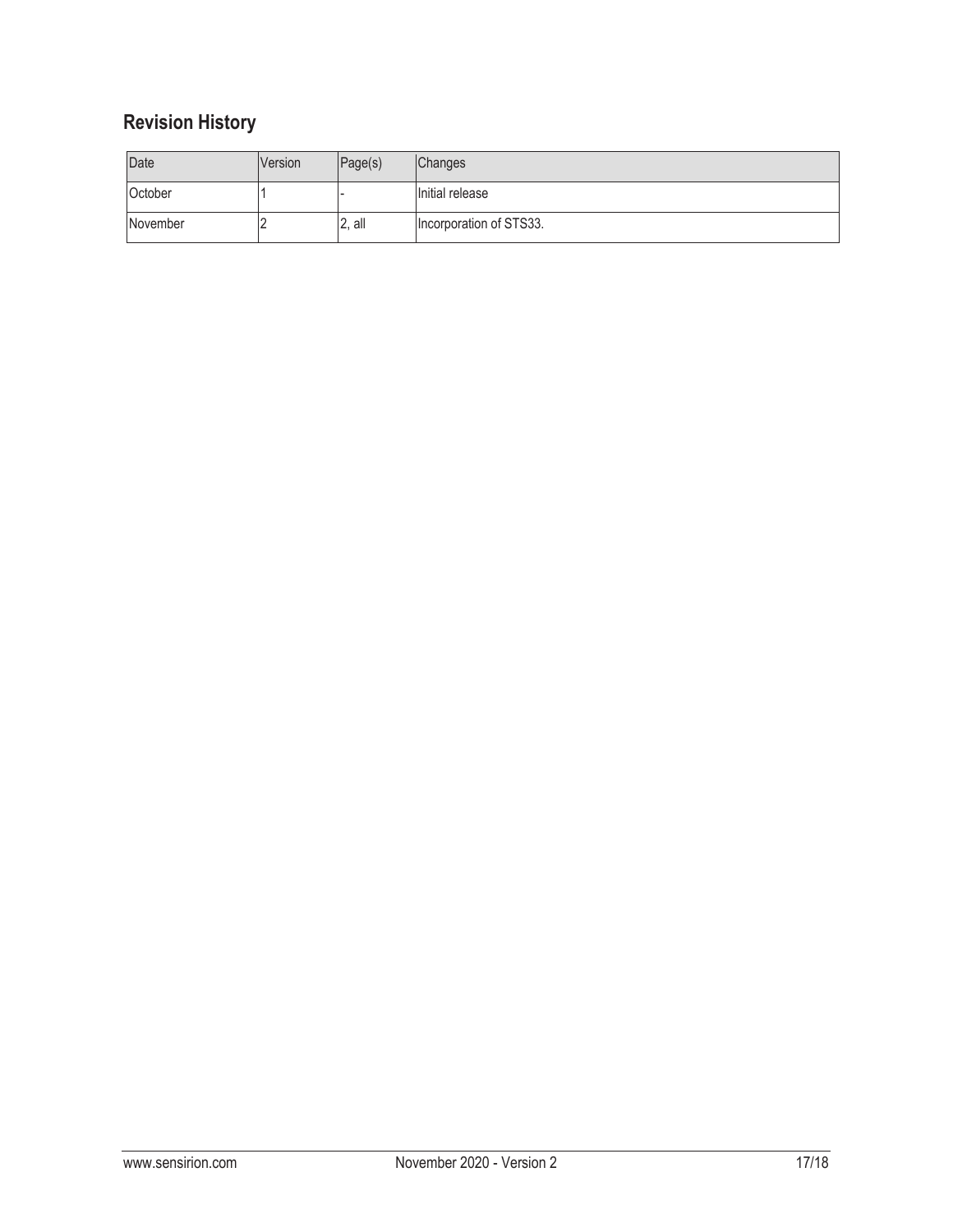## Revision History

| Date | Version | Page(s) | Changes |
| --- | --- | --- | --- |
| October | 1 | - | Initial release |
| November | 2 | 2, all | Incorporation of STS33. |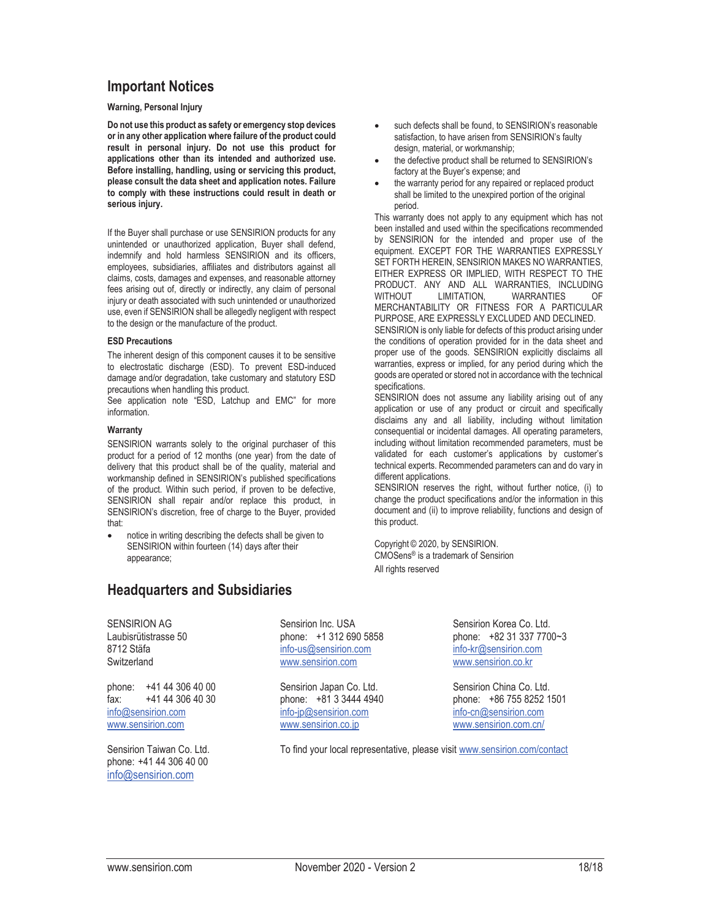## Important Notices

**Warning, Personal Injury**

**Do not use this product as safety or emergency stop devices or in any other application where failure of the product could result in personal injury. Do not use this product for applications other than its intended and authorized use. Before installing, handling, using or servicing this product, please consult the data sheet and application notes. Failure to comply with these instructions could result in death or serious injury.**

If the Buyer shall purchase or use SENSIRION products for any unintended or unauthorized application, Buyer shall defend, indemnify and hold harmless SENSIRION and its officers, employees, subsidiaries, affiliates and distributors against all claims, costs, damages and expenses, and reasonable attorney fees arising out of, directly or indirectly, any claim of personal injury or death associated with such unintended or unauthorized use, even if SENSIRION shall be allegedly negligent with respect to the design or the manufacture of the product.

**ESD Precautions**

The inherent design of this component causes it to be sensitive to electrostatic discharge (ESD). To prevent ESD-induced damage and/or degradation, take customary and statutory ESD precautions when handling this product.
See application note "ESD, Latchup and EMC" for more information.

**Warranty**

SENSIRION warrants solely to the original purchaser of this product for a period of 12 months (one year) from the date of delivery that this product shall be of the quality, material and workmanship defined in SENSIRION's published specifications of the product. Within such period, if proven to be defective, SENSIRION shall repair and/or replace this product, in SENSIRION's discretion, free of charge to the Buyer, provided that:

- notice in writing describing the defects shall be given to SENSIRION within fourteen (14) days after their appearance;
- such defects shall be found, to SENSIRION's reasonable satisfaction, to have arisen from SENSIRION's faulty design, material, or workmanship;
- the defective product shall be returned to SENSIRION's factory at the Buyer's expense; and
- the warranty period for any repaired or replaced product shall be limited to the unexpired portion of the original period.

This warranty does not apply to any equipment which has not been installed and used within the specifications recommended by SENSIRION for the intended and proper use of the equipment. EXCEPT FOR THE WARRANTIES EXPRESSLY SET FORTH HEREIN, SENSIRION MAKES NO WARRANTIES, EITHER EXPRESS OR IMPLIED, WITH RESPECT TO THE PRODUCT. ANY AND ALL WARRANTIES, INCLUDING WITHOUT LIMITATION, WARRANTIES OF MERCHANTABILITY OR FITNESS FOR A PARTICULAR PURPOSE, ARE EXPRESSLY EXCLUDED AND DECLINED.
SENSIRION is only liable for defects of this product arising under the conditions of operation provided for in the data sheet and proper use of the goods. SENSIRION explicitly disclaims all warranties, express or implied, for any period during which the goods are operated or stored not in accordance with the technical specifications.
SENSIRION does not assume any liability arising out of any application or use of any product or circuit and specifically disclaims any and all liability, including without limitation consequential or incidental damages. All operating parameters, including without limitation recommended parameters, must be validated for each customer's applications by customer's technical experts. Recommended parameters can and do vary in different applications.
SENSIRION reserves the right, without further notice, (i) to change the product specifications and/or the information in this document and (ii) to improve reliability, functions and design of this product.

Copyright © 2020, by SENSIRION.
CMOSens® is a trademark of Sensirion
All rights reserved

## Headquarters and Subsidiaries

SENSIRION AG
Laubisrütistrasse 50
8712 Stäfa
Switzerland

phone: +41 44 306 40 00
fax: +41 44 306 40 30
info@sensirion.com
www.sensirion.com

Sensirion Taiwan Co. Ltd.
phone: +41 44 306 40 00
info@sensirion.com

Sensirion Inc. USA
phone: +1 312 690 5858
info-us@sensirion.com
www.sensirion.com

Sensirion Japan Co. Ltd.
phone: +81 3 3444 4940
info-jp@sensirion.com
www.sensirion.co.jp

Sensirion Korea Co. Ltd.
phone: +82 31 337 7700~3
info-kr@sensirion.com
www.sensirion.co.kr

Sensirion China Co. Ltd.
phone: +86 755 8252 1501
info-cn@sensirion.com
www.sensirion.com.cn/

To find your local representative, please visit www.sensirion.com/contact